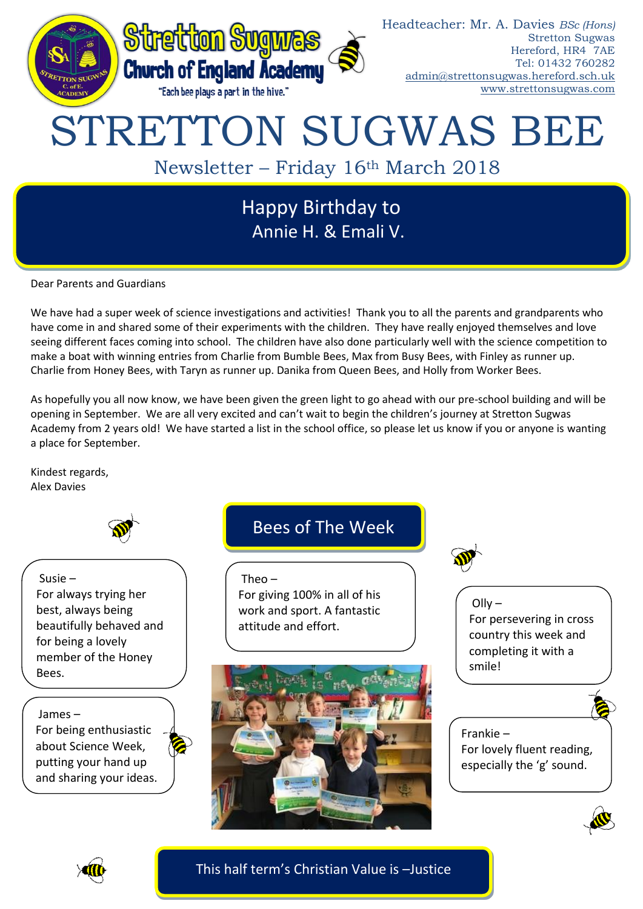Stretton Sugwas
Church of England Academy
"Each bee plays a part in the hive."

Headteacher: Mr. A. Davies *BSc (Hons)*
Stretton Sugwas
Hereford, HR4 7AE
Tel: 01432 760282
admin@strettonsugwas.hereford.sch.uk
www.strettonsugwas.com

# STRETTON SUGWAS BEE

## Newsletter – Friday 16th March 2018

**Happy Birthday to Annie H. & Emali V.**

Dear Parents and Guardians

We have had a super week of science investigations and activities! Thank you to all the parents and grandparents who have come in and shared some of their experiments with the children. They have really enjoyed themselves and love seeing different faces coming into school. The children have also done particularly well with the science competition to make a boat with winning entries from Charlie from Bumble Bees, Max from Busy Bees, with Finley as runner up. Charlie from Honey Bees, with Taryn as runner up. Danika from Queen Bees, and Holly from Worker Bees.

As hopefully you all now know, we have been given the green light to go ahead with our pre-school building and will be opening in September. We are all very excited and can't wait to begin the children's journey at Stretton Sugwas Academy from 2 years old! We have started a list in the school office, so please let us know if you or anyone is wanting a place for September.

Kindest regards,
Alex Davies

## Bees of The Week

Susie – For always trying her best, always being beautifully behaved and for being a lovely member of the Honey Bees.

James – For being enthusiastic about Science Week, putting your hand up and sharing your ideas.

Theo – For giving 100% in all of his work and sport. A fantastic attitude and effort.

Olly – For persevering in cross country this week and completing it with a smile!

Frankie – For lovely fluent reading, especially the 'g' sound.

**This half term's Christian Value is –Justice**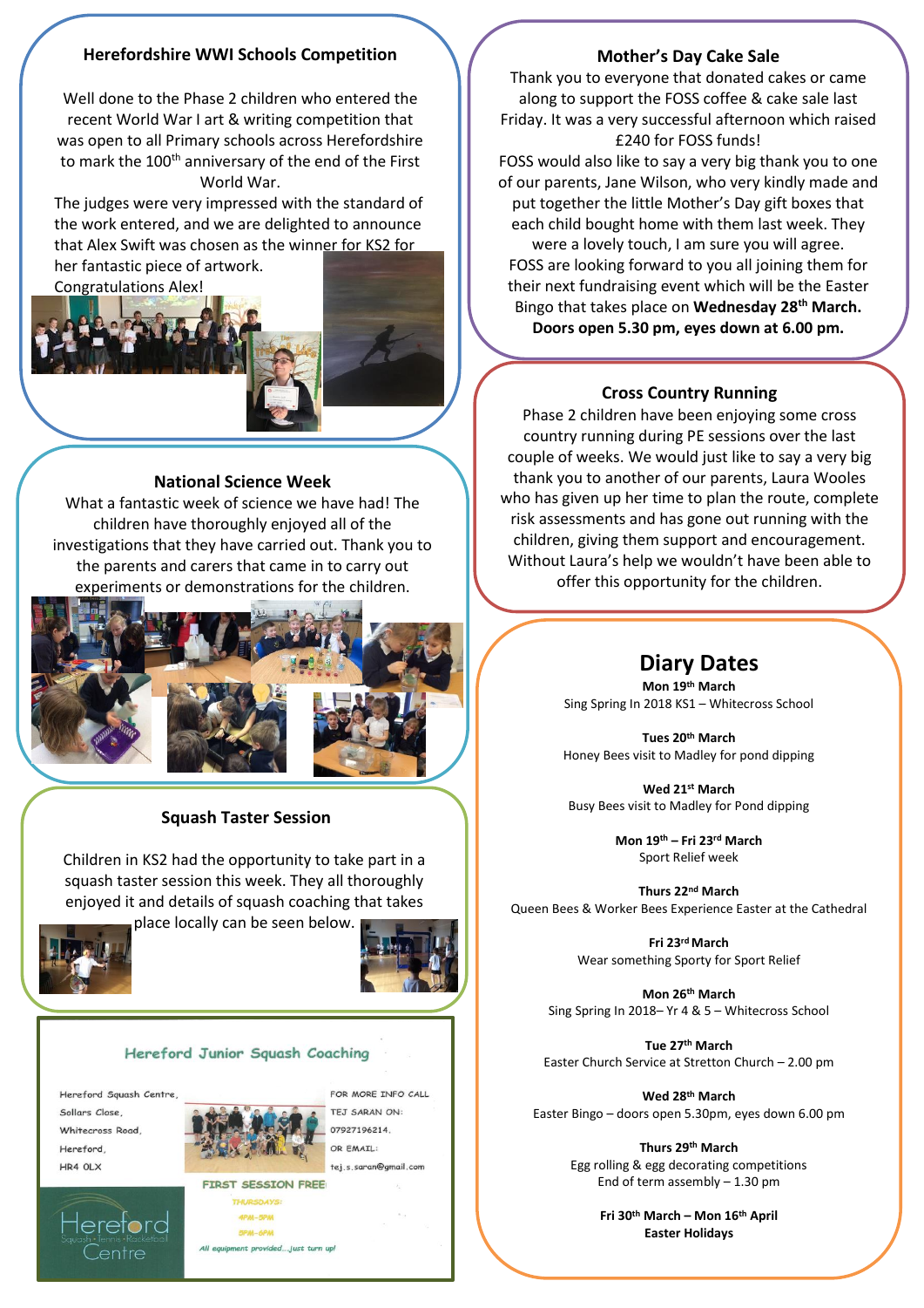## Herefordshire WWI Schools Competition

Well done to the Phase 2 children who entered the recent World War I art & writing competition that was open to all Primary schools across Herefordshire to mark the 100th anniversary of the end of the First World War.

The judges were very impressed with the standard of the work entered, and we are delighted to announce that Alex Swift was chosen as the winner for KS2 for her fantastic piece of artwork.

Congratulations Alex!

## National Science Week

What a fantastic week of science we have had! The children have thoroughly enjoyed all of the investigations that they have carried out. Thank you to the parents and carers that came in to carry out experiments or demonstrations for the children.

## Squash Taster Session

Children in KS2 had the opportunity to take part in a squash taster session this week. They all thoroughly enjoyed it and details of squash coaching that takes place locally can be seen below.

### Hereford Junior Squash Coaching

Hereford Squash Centre,
Sollars Close,
Whitecross Road,
Hereford,
HR4 0LX

FOR MORE INFO CALL TEJ SARAN ON: 07927196214.
OR EMAIL: tej.s.saran@gmail.com

FIRST SESSION FREE

THURSDAYS:
4PM-5PM
5PM-6PM

All equipment provided...just turn up!

Hereford Squash • Tennis • Racketball Centre

## Mother's Day Cake Sale

Thank you to everyone that donated cakes or came along to support the FOSS coffee & cake sale last Friday. It was a very successful afternoon which raised £240 for FOSS funds!

FOSS would also like to say a very big thank you to one of our parents, Jane Wilson, who very kindly made and put together the little Mother's Day gift boxes that each child bought home with them last week. They were a lovely touch, I am sure you will agree.

FOSS are looking forward to you all joining them for their next fundraising event which will be the Easter Bingo that takes place on **Wednesday 28th March. Doors open 5.30 pm, eyes down at 6.00 pm.**

## Cross Country Running

Phase 2 children have been enjoying some cross country running during PE sessions over the last couple of weeks. We would just like to say a very big thank you to another of our parents, Laura Wooles who has given up her time to plan the route, complete risk assessments and has gone out running with the children, giving them support and encouragement. Without Laura's help we wouldn't have been able to offer this opportunity for the children.

## Diary Dates

**Mon 19th March**
Sing Spring In 2018 KS1 – Whitecross School

**Tues 20th March**
Honey Bees visit to Madley for pond dipping

**Wed 21st March**
Busy Bees visit to Madley for Pond dipping

**Mon 19th – Fri 23rd March**
Sport Relief week

**Thurs 22nd March**
Queen Bees & Worker Bees Experience Easter at the Cathedral

**Fri 23rd March**
Wear something Sporty for Sport Relief

**Mon 26th March**
Sing Spring In 2018– Yr 4 & 5 – Whitecross School

**Tue 27th March**
Easter Church Service at Stretton Church – 2.00 pm

**Wed 28th March**
Easter Bingo – doors open 5.30pm, eyes down 6.00 pm

**Thurs 29th March**
Egg rolling & egg decorating competitions
End of term assembly – 1.30 pm

**Fri 30th March – Mon 16th April**
**Easter Holidays**